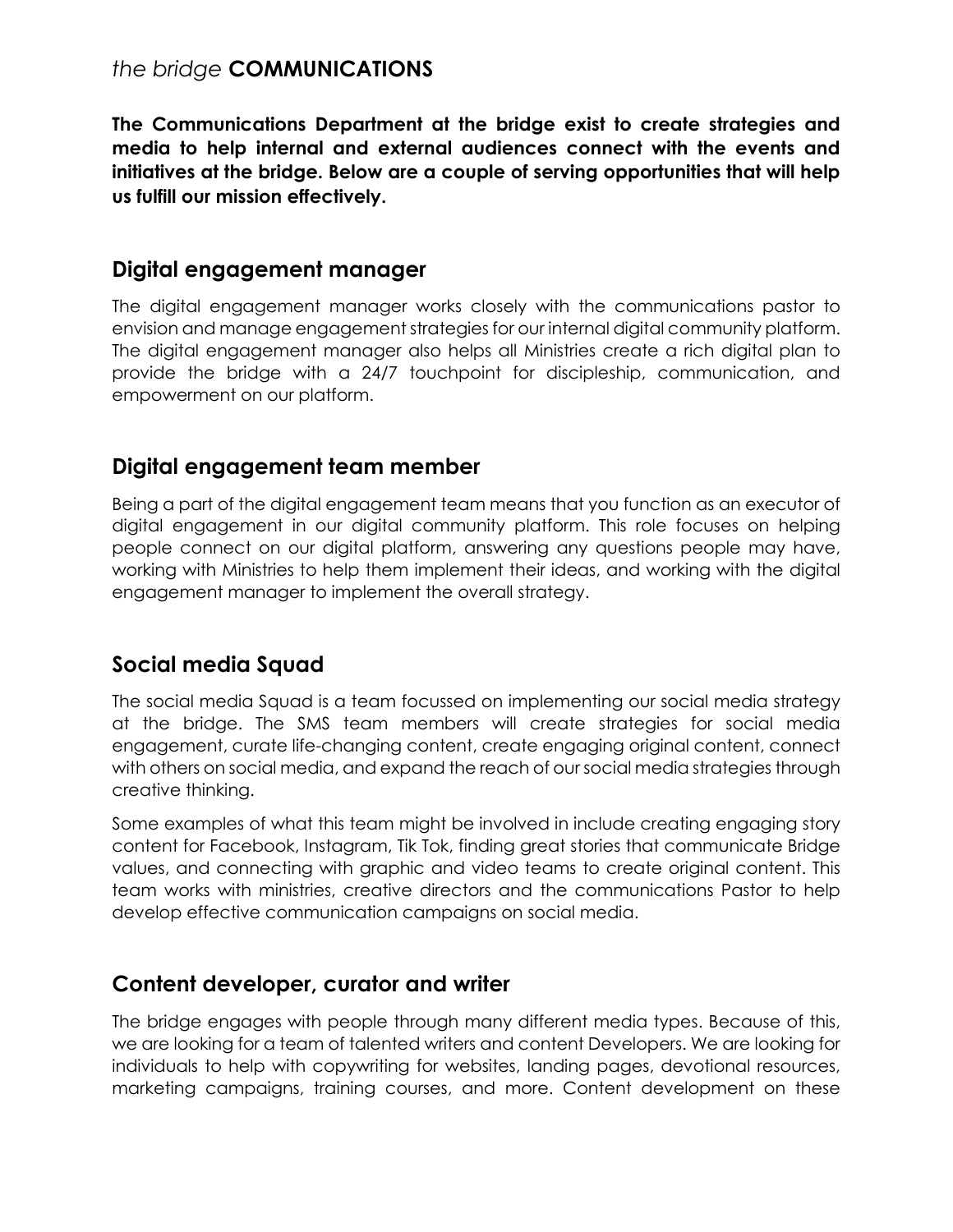# *the bridge* **COMMUNICATIONS**

**The Communications Department at the bridge exist to create strategies and media to help internal and external audiences connect with the events and initiatives at the bridge. Below are a couple of serving opportunities that will help us fulfill our mission effectively.**

## Digital engagement manager

The digital engagement manager works closely with the communications pastor to envision and manage engagement strategies for our internal digital community platform. The digital engagement manager also helps all Ministries create a rich digital plan to provide the bridge with a 24/7 touchpoint for discipleship, communication, and empowerment on our platform.

## Digital engagement team member

Being a part of the digital engagement team means that you function as an executor of digital engagement in our digital community platform. This role focuses on helping people connect on our digital platform, answering any questions people may have, working with Ministries to help them implement their ideas, and working with the digital engagement manager to implement the overall strategy.

## Social media Squad

The social media Squad is a team focussed on implementing our social media strategy at the bridge. The SMS team members will create strategies for social media engagement, curate life-changing content, create engaging original content, connect with others on social media, and expand the reach of our social media strategies through creative thinking.

Some examples of what this team might be involved in include creating engaging story content for Facebook, Instagram, Tik Tok, finding great stories that communicate Bridge values, and connecting with graphic and video teams to create original content. This team works with ministries, creative directors and the communications Pastor to help develop effective communication campaigns on social media.

## Content developer, curator and writer

The bridge engages with people through many different media types. Because of this, we are looking for a team of talented writers and content Developers. We are looking for individuals to help with copywriting for websites, landing pages, devotional resources, marketing campaigns, training courses, and more. Content development on these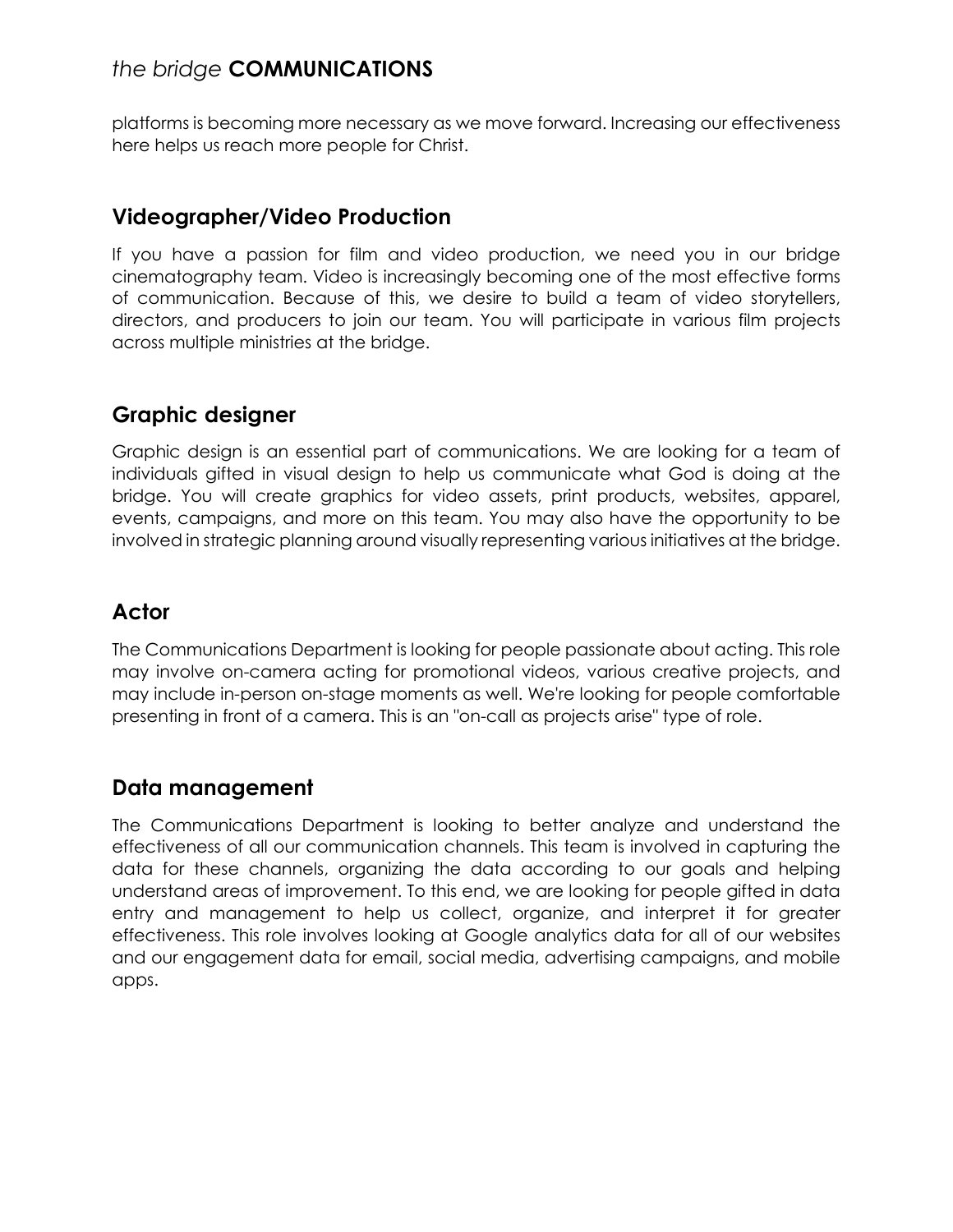platforms is becoming more necessary as we move forward. Increasing our effectiveness here helps us reach more people for Christ.

## Videographer/Video Production

If you have a passion for film and video production, we need you in our bridge cinematography team. Video is increasingly becoming one of the most effective forms of communication. Because of this, we desire to build a team of video storytellers, directors, and producers to join our team. You will participate in various film projects across multiple ministries at the bridge.

## Graphic designer

Graphic design is an essential part of communications. We are looking for a team of individuals gifted in visual design to help us communicate what God is doing at the bridge. You will create graphics for video assets, print products, websites, apparel, events, campaigns, and more on this team. You may also have the opportunity to be involved in strategic planning around visually representing various initiatives at the bridge.

## Actor

The Communications Department is looking for people passionate about acting. This role may involve on-camera acting for promotional videos, various creative projects, and may include in-person on-stage moments as well. We're looking for people comfortable presenting in front of a camera. This is an "on-call as projects arise" type of role.

## Data management

The Communications Department is looking to better analyze and understand the effectiveness of all our communication channels. This team is involved in capturing the data for these channels, organizing the data according to our goals and helping understand areas of improvement. To this end, we are looking for people gifted in data entry and management to help us collect, organize, and interpret it for greater effectiveness. This role involves looking at Google analytics data for all of our websites and our engagement data for email, social media, advertising campaigns, and mobile apps.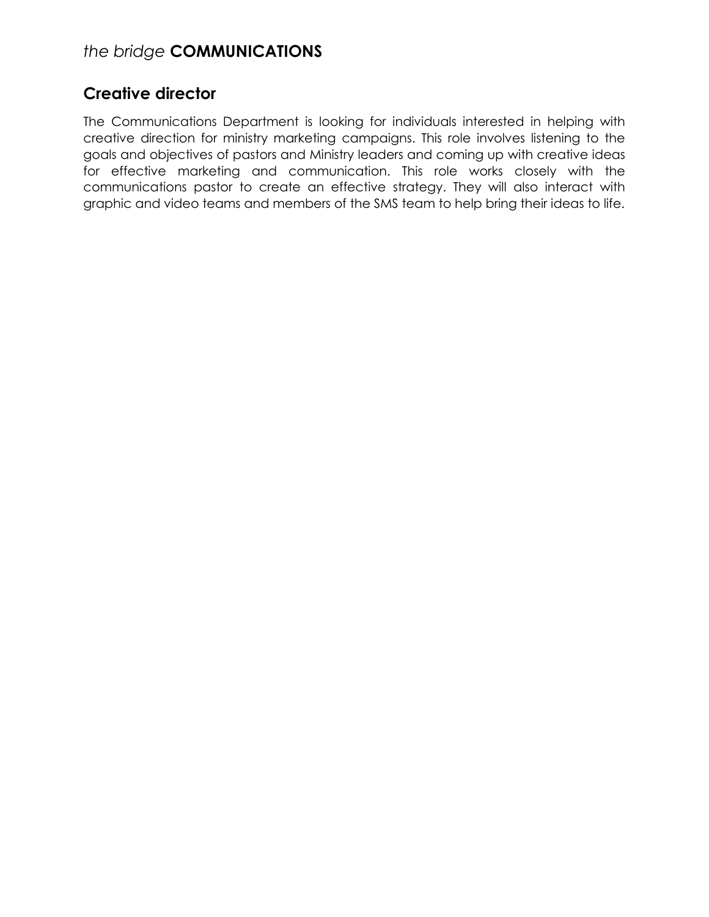*the bridge* **COMMUNICATIONS**

## Creative director

The Communications Department is looking for individuals interested in helping with creative direction for ministry marketing campaigns. This role involves listening to the goals and objectives of pastors and Ministry leaders and coming up with creative ideas for effective marketing and communication. This role works closely with the communications pastor to create an effective strategy. They will also interact with graphic and video teams and members of the SMS team to help bring their ideas to life.